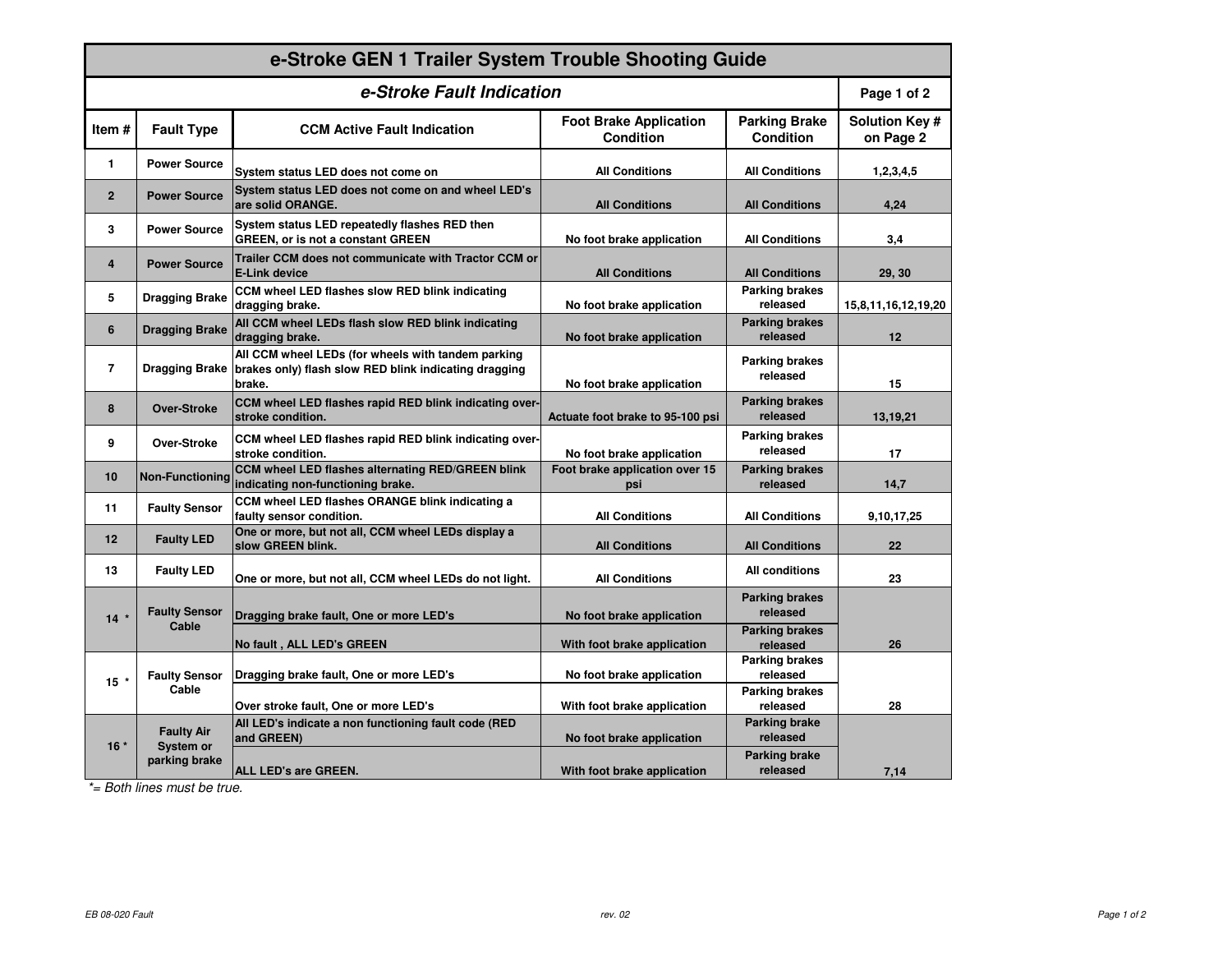# e-Stroke GEN 1 Trailer System Trouble Shooting Guide

## e-Stroke Fault Indication

| Item # | Fault Type | CCM Active Fault Indication | Foot Brake Application Condition | Parking Brake Condition | Solution Key # on Page 2 |
|---|---|---|---|---|---|
| 1 | Power Source | System status LED does not come on | All Conditions | All Conditions | 1,2,3,4,5 |
| 2 | Power Source | System status LED does not come on and wheel LED's are solid ORANGE. | All Conditions | All Conditions | 4,24 |
| 3 | Power Source | System status LED repeatedly flashes RED then GREEN, or is not a constant GREEN | No foot brake application | All Conditions | 3,4 |
| 4 | Power Source | Trailer CCM does not communicate with Tractor CCM or E-Link device | All Conditions | All Conditions | 29, 30 |
| 5 | Dragging Brake | CCM wheel LED flashes slow RED blink indicating dragging brake. | No foot brake application | Parking brakes released | 15,8,11,16,12,19,20 |
| 6 | Dragging Brake | All CCM wheel LEDs flash slow RED blink indicating dragging brake. | No foot brake application | Parking brakes released | 12 |
| 7 | Dragging Brake | All CCM wheel LEDs (for wheels with tandem parking brakes only) flash slow RED blink indicating dragging brake. | No foot brake application | Parking brakes released | 15 |
| 8 | Over-Stroke | CCM wheel LED flashes rapid RED blink indicating over-stroke condition. | Actuate foot brake to 95-100 psi | Parking brakes released | 13,19,21 |
| 9 | Over-Stroke | CCM wheel LED flashes rapid RED blink indicating over-stroke condition. | No foot brake application | Parking brakes released | 17 |
| 10 | Non-Functioning | CCM wheel LED flashes alternating RED/GREEN blink indicating non-functioning brake. | Foot brake application over 15 psi | Parking brakes released | 14,7 |
| 11 | Faulty Sensor | CCM wheel LED flashes ORANGE blink indicating a faulty sensor condition. | All Conditions | All Conditions | 9,10,17,25 |
| 12 | Faulty LED | One or more, but not all, CCM wheel LEDs display a slow GREEN blink. | All Conditions | All Conditions | 22 |
| 13 | Faulty LED | One or more, but not all, CCM wheel LEDs do not light. | All Conditions | All conditions | 23 |
| 14 * | Faulty Sensor Cable | Dragging brake fault, One or more LED's | No foot brake application | Parking brakes released | 26 |
| | | No fault , ALL LED's GREEN | With foot brake application | Parking brakes released | |
| 15 * | Faulty Sensor Cable | Dragging brake fault, One or more LED's | No foot brake application | Parking brakes released | 28 |
| | | Over stroke fault, One or more LED's | With foot brake application | Parking brakes released | |
| 16 * | Faulty Air System or parking brake | All LED's indicate a non functioning fault code (RED and GREEN) | No foot brake application | Parking brake released | 7,14 |
| | | ALL LED's are GREEN. | With foot brake application | Parking brake released | |

*\*= Both lines must be true.*

EB 08-020 Fault rev. 02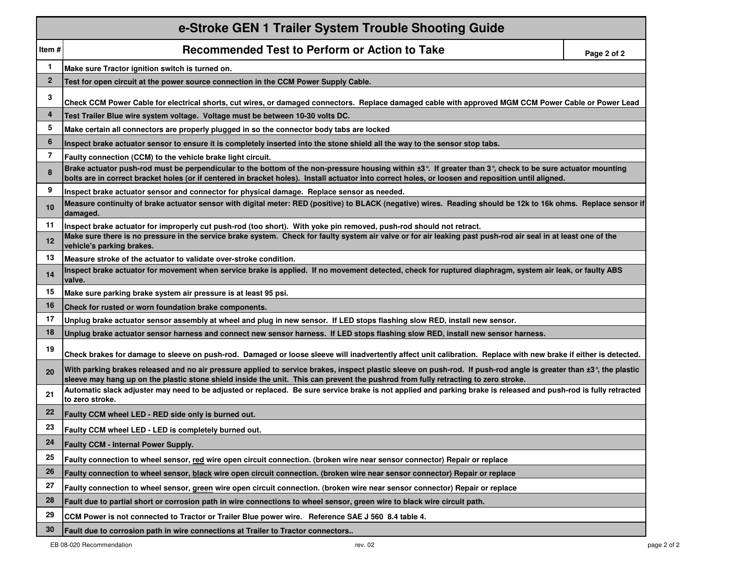# e-Stroke GEN 1 Trailer System Trouble Shooting Guide

| Item # | Recommended Test to Perform or Action to Take |
| --- | --- |
| 1 | Make sure Tractor ignition switch is turned on. |
| 2 | Test for open circuit at the power source connection in the CCM Power Supply Cable. |
| 3 | Check CCM Power Cable for electrical shorts, cut wires, or damaged connectors. Replace damaged cable with approved MGM CCM Power Cable or Power Lead |
| 4 | Test Trailer Blue wire system voltage. Voltage must be between 10-30 volts DC. |
| 5 | Make certain all connectors are properly plugged in so the connector body tabs are locked |
| 6 | Inspect brake actuator sensor to ensure it is completely inserted into the stone shield all the way to the sensor stop tabs. |
| 7 | Faulty connection (CCM) to the vehicle brake light circuit. |
| 8 | Brake actuator push-rod must be perpendicular to the bottom of the non-pressure housing within ±3°. If greater than 3°, check to be sure actuator mounting bolts are in correct bracket holes (or if centered in bracket holes). Install actuator into correct holes, or loosen and reposition until aligned. |
| 9 | Inspect brake actuator sensor and connector for physical damage. Replace sensor as needed. |
| 10 | Measure continuity of brake actuator sensor with digital meter: RED (positive) to BLACK (negative) wires. Reading should be 12k to 16k ohms. Replace sensor if damaged. |
| 11 | Inspect brake actuator for improperly cut push-rod (too short). With yoke pin removed, push-rod should not retract. |
| 12 | Make sure there is no pressure in the service brake system. Check for faulty system air valve or for air leaking past push-rod air seal in at least one of the vehicle's parking brakes. |
| 13 | Measure stroke of the actuator to validate over-stroke condition. |
| 14 | Inspect brake actuator for movement when service brake is applied. If no movement detected, check for ruptured diaphragm, system air leak, or faulty ABS valve. |
| 15 | Make sure parking brake system air pressure is at least 95 psi. |
| 16 | Check for rusted or worn foundation brake components. |
| 17 | Unplug brake actuator sensor assembly at wheel and plug in new sensor. If LED stops flashing slow RED, install new sensor. |
| 18 | Unplug brake actuator sensor harness and connect new sensor harness. If LED stops flashing slow RED, install new sensor harness. |
| 19 | Check brakes for damage to sleeve on push-rod. Damaged or loose sleeve will inadvertently affect unit calibration. Replace with new brake if either is detected. |
| 20 | With parking brakes released and no air pressure applied to service brakes, inspect plastic sleeve on push-rod. If push-rod angle is greater than ±3°, the plastic sleeve may hang up on the plastic stone shield inside the unit. This can prevent the pushrod from fully retracting to zero stroke. |
| 21 | Automatic slack adjuster may need to be adjusted or replaced. Be sure service brake is not applied and parking brake is released and push-rod is fully retracted to zero stroke. |
| 22 | Faulty CCM wheel LED - RED side only is burned out. |
| 23 | Faulty CCM wheel LED - LED is completely burned out. |
| 24 | Faulty CCM - Internal Power Supply. |
| 25 | Faulty connection to wheel sensor, red wire open circuit connection. (broken wire near sensor connector) Repair or replace |
| 26 | Faulty connection to wheel sensor, black wire open circuit connection. (broken wire near sensor connector) Repair or replace |
| 27 | Faulty connection to wheel sensor, green wire open circuit connection. (broken wire near sensor connector) Repair or replace |
| 28 | Fault due to partial short or corrosion path in wire connections to wheel sensor, green wire to black wire circuit path. |
| 29 | CCM Power is not connected to Tractor or Trailer Blue power wire. Reference SAE J 560 8.4 table 4. |
| 30 | Fault due to corrosion path in wire connections at Trailer to Tractor connectors.. |

EB 08-020 Recommendation rev. 02